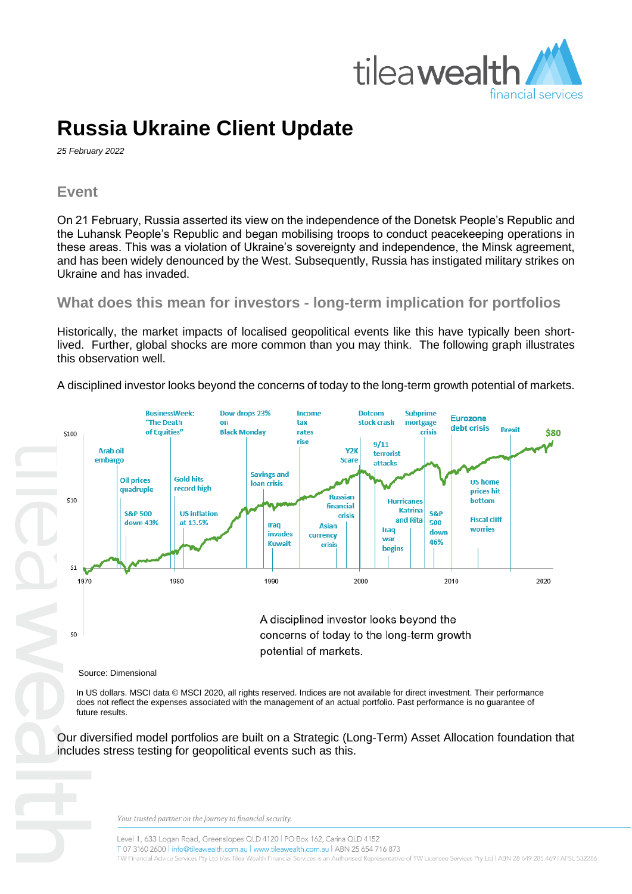# Russia Ukraine Client Update

*25 February 2022*

## Event

On 21 February, Russia asserted its view on the independence of the Donetsk People's Republic and the Luhansk People's Republic and began mobilising troops to conduct peacekeeping operations in these areas. This was a violation of Ukraine's sovereignty and independence, the Minsk agreement, and has been widely denounced by the West. Subsequently, Russia has instigated military strikes on Ukraine and has invaded.

## What does this mean for investors - long-term implication for portfolios

Historically, the market impacts of localised geopolitical events like this have typically been short-lived. Further, global shocks are more common than you may think. The following graph illustrates this observation well.

A disciplined investor looks beyond the concerns of today to the long-term growth potential of markets.

A disciplined investor looks beyond the concerns of today to the long-term growth potential of markets.

Source: Dimensional

In US dollars. MSCI data © MSCI 2020, all rights reserved. Indices are not available for direct investment. Their performance does not reflect the expenses associated with the management of an actual portfolio. Past performance is no guarantee of future results.

Our diversified model portfolios are built on a Strategic (Long-Term) Asset Allocation foundation that includes stress testing for geopolitical events such as this.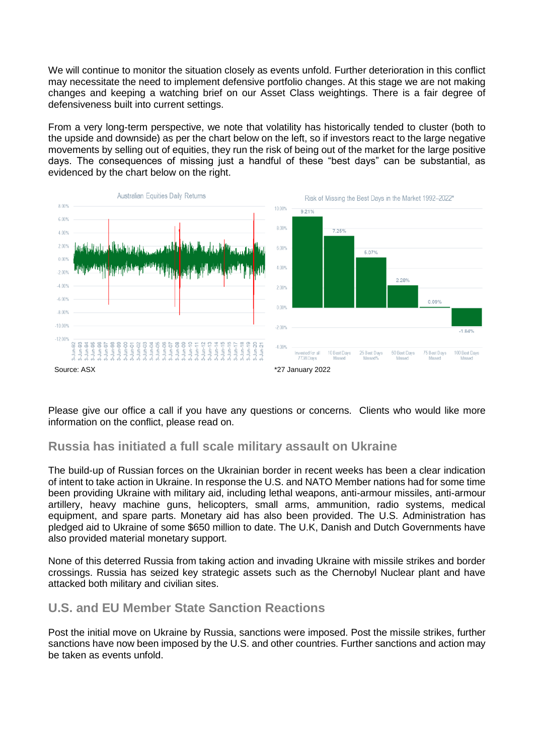We will continue to monitor the situation closely as events unfold. Further deterioration in this conflict may necessitate the need to implement defensive portfolio changes. At this stage we are not making changes and keeping a watching brief on our Asset Class weightings. There is a fair degree of defensiveness built into current settings.

From a very long-term perspective, we note that volatility has historically tended to cluster (both to the upside and downside) as per the chart below on the left, so if investors react to the large negative movements by selling out of equities, they run the risk of being out of the market for the large positive days. The consequences of missing just a handful of these "best days" can be substantial, as evidenced by the chart below on the right.

Source: ASX

*27 January 2022

Please give our office a call if you have any questions or concerns. Clients who would like more information on the conflict, please read on.

## Russia has initiated a full scale military assault on Ukraine

The build-up of Russian forces on the Ukrainian border in recent weeks has been a clear indication of intent to take action in Ukraine. In response the U.S. and NATO Member nations had for some time been providing Ukraine with military aid, including lethal weapons, anti-armour missiles, anti-armour artillery, heavy machine guns, helicopters, small arms, ammunition, radio systems, medical equipment, and spare parts. Monetary aid has also been provided. The U.S. Administration has pledged aid to Ukraine of some $650 million to date. The U.K, Danish and Dutch Governments have also provided material monetary support.

None of this deterred Russia from taking action and invading Ukraine with missile strikes and border crossings. Russia has seized key strategic assets such as the Chernobyl Nuclear plant and have attacked both military and civilian sites.

## U.S. and EU Member State Sanction Reactions

Post the initial move on Ukraine by Russia, sanctions were imposed. Post the missile strikes, further sanctions have now been imposed by the U.S. and other countries. Further sanctions and action may be taken as events unfold.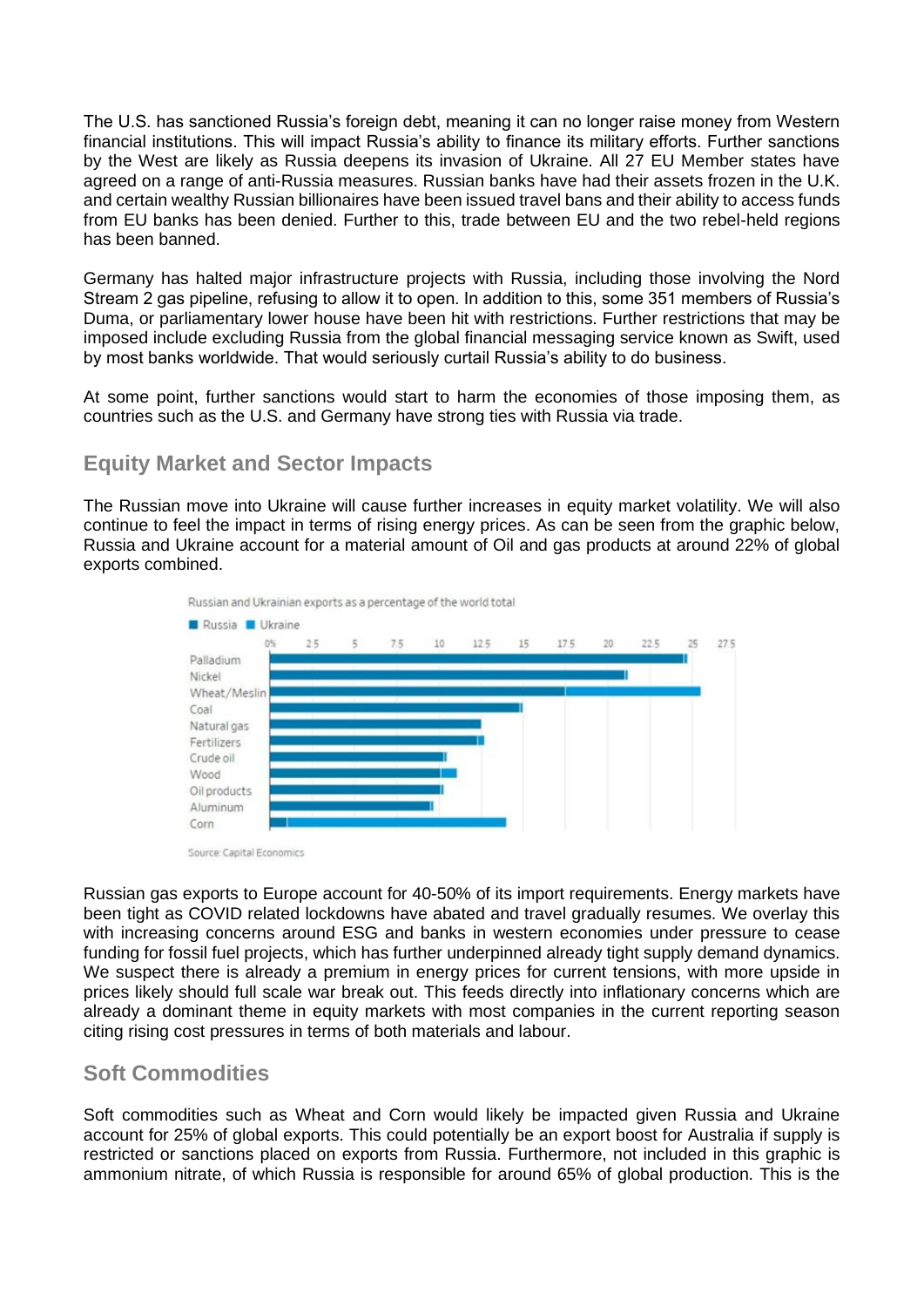The U.S. has sanctioned Russia's foreign debt, meaning it can no longer raise money from Western financial institutions. This will impact Russia's ability to finance its military efforts. Further sanctions by the West are likely as Russia deepens its invasion of Ukraine. All 27 EU Member states have agreed on a range of anti-Russia measures. Russian banks have had their assets frozen in the U.K. and certain wealthy Russian billionaires have been issued travel bans and their ability to access funds from EU banks has been denied. Further to this, trade between EU and the two rebel-held regions has been banned.

Germany has halted major infrastructure projects with Russia, including those involving the Nord Stream 2 gas pipeline, refusing to allow it to open. In addition to this, some 351 members of Russia's Duma, or parliamentary lower house have been hit with restrictions. Further restrictions that may be imposed include excluding Russia from the global financial messaging service known as Swift, used by most banks worldwide. That would seriously curtail Russia's ability to do business.

At some point, further sanctions would start to harm the economies of those imposing them, as countries such as the U.S. and Germany have strong ties with Russia via trade.

## Equity Market and Sector Impacts

The Russian move into Ukraine will cause further increases in equity market volatility. We will also continue to feel the impact in terms of rising energy prices. As can be seen from the graphic below, Russia and Ukraine account for a material amount of Oil and gas products at around 22% of global exports combined.

Russian and Ukrainian exports as a percentage of the world total

Russia | Ukraine

Palladium, Nickel, Wheat/Meslin, Coal, Natural gas, Fertilizers, Crude oil, Wood, Oil products, Aluminum, Corn

Source: Capital Economics

Russian gas exports to Europe account for 40-50% of its import requirements. Energy markets have been tight as COVID related lockdowns have abated and travel gradually resumes. We overlay this with increasing concerns around ESG and banks in western economies under pressure to cease funding for fossil fuel projects, which has further underpinned already tight supply demand dynamics. We suspect there is already a premium in energy prices for current tensions, with more upside in prices likely should full scale war break out. This feeds directly into inflationary concerns which are already a dominant theme in equity markets with most companies in the current reporting season citing rising cost pressures in terms of both materials and labour.

## Soft Commodities

Soft commodities such as Wheat and Corn would likely be impacted given Russia and Ukraine account for 25% of global exports. This could potentially be an export boost for Australia if supply is restricted or sanctions placed on exports from Russia. Furthermore, not included in this graphic is ammonium nitrate, of which Russia is responsible for around 65% of global production. This is the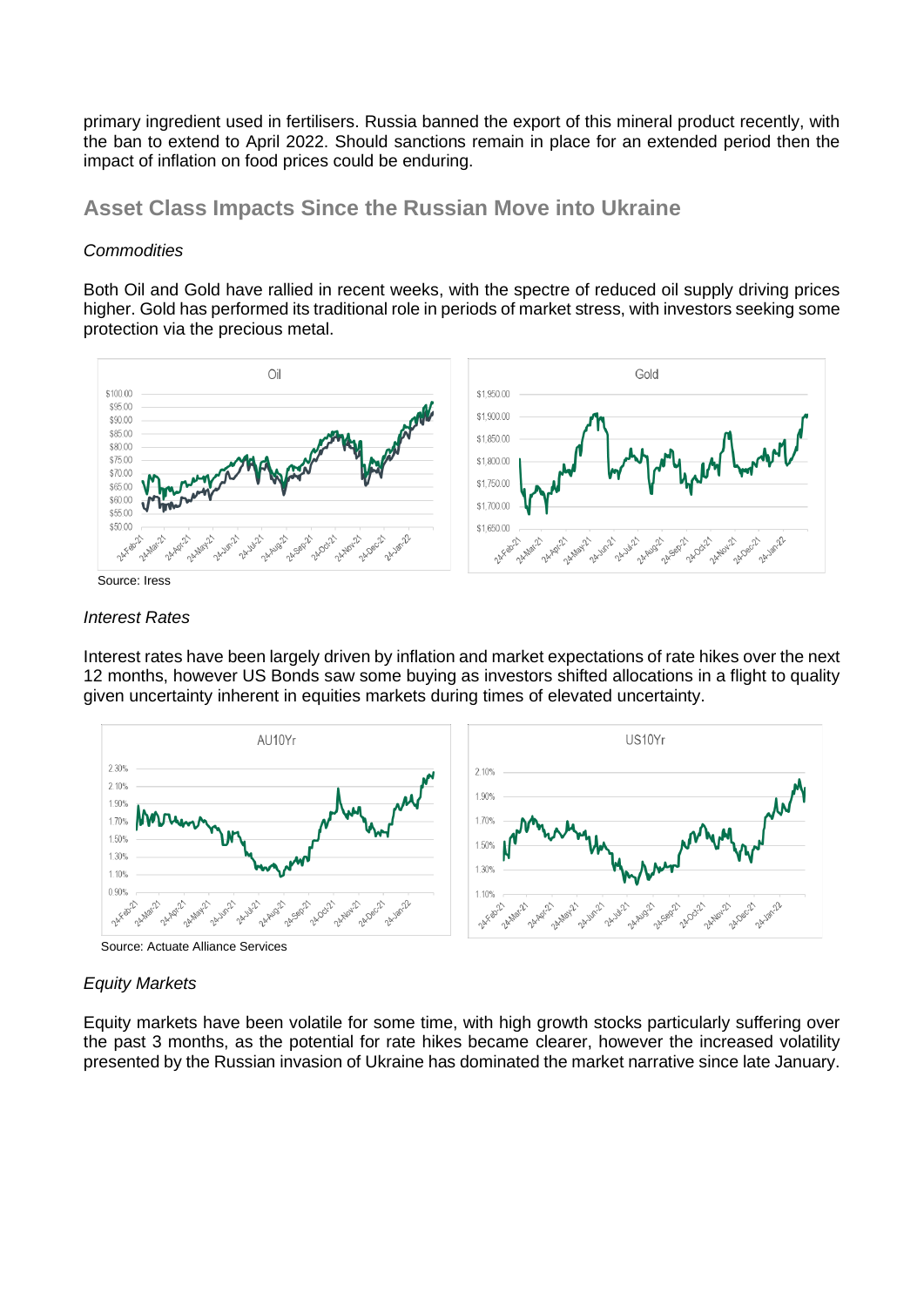primary ingredient used in fertilisers. Russia banned the export of this mineral product recently, with the ban to extend to April 2022. Should sanctions remain in place for an extended period then the impact of inflation on food prices could be enduring.

## Asset Class Impacts Since the Russian Move into Ukraine

*Commodities*

Both Oil and Gold have rallied in recent weeks, with the spectre of reduced oil supply driving prices higher. Gold has performed its traditional role in periods of market stress, with investors seeking some protection via the precious metal.

Source: Iress

*Interest Rates*

Interest rates have been largely driven by inflation and market expectations of rate hikes over the next 12 months, however US Bonds saw some buying as investors shifted allocations in a flight to quality given uncertainty inherent in equities markets during times of elevated uncertainty.

Source: Actuate Alliance Services

*Equity Markets*

Equity markets have been volatile for some time, with high growth stocks particularly suffering over the past 3 months, as the potential for rate hikes became clearer, however the increased volatility presented by the Russian invasion of Ukraine has dominated the market narrative since late January.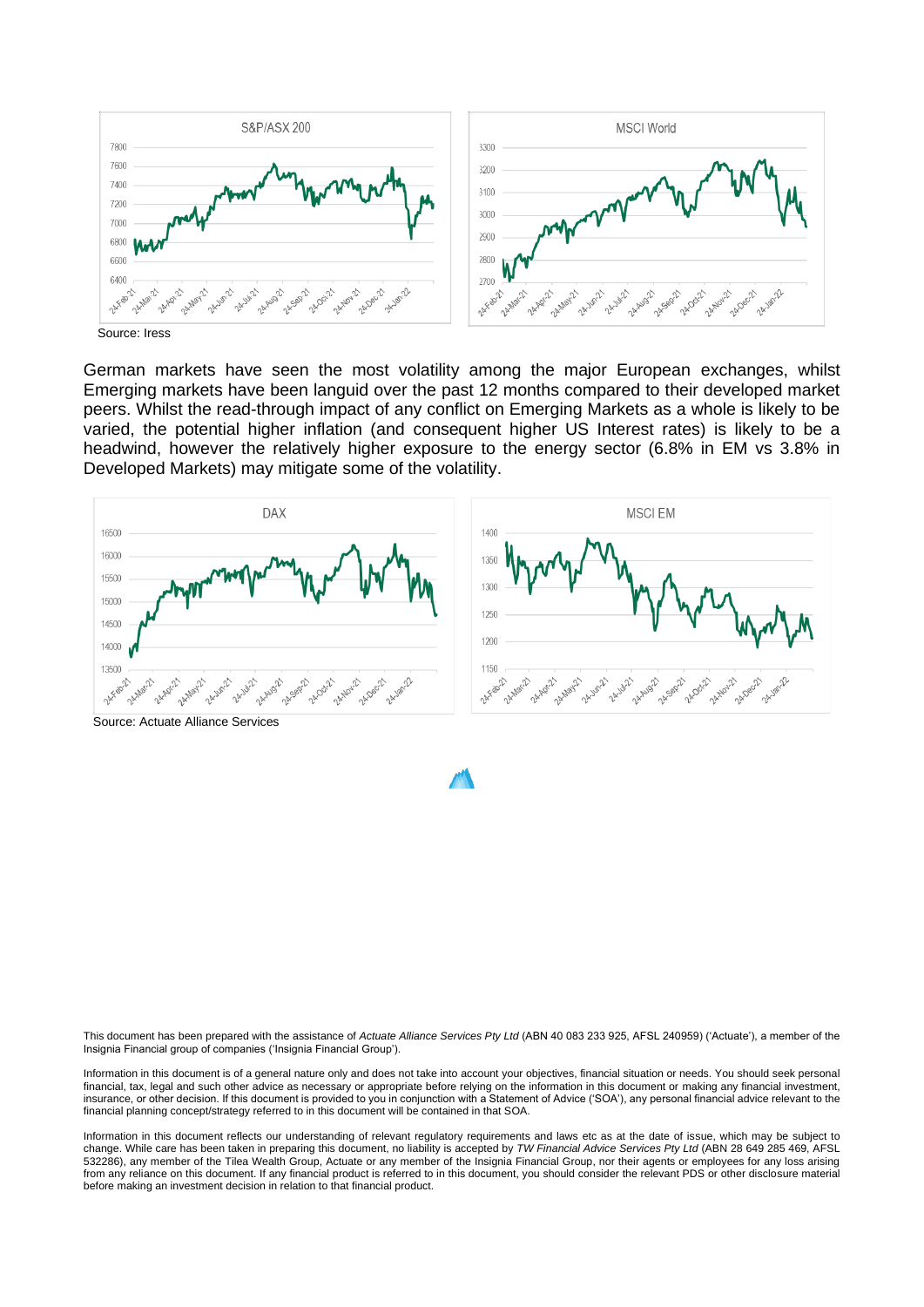S&P/ASX 200

7800
7600
7400
7200
7000
6800
6600
6400

24-Feb-21 24-Mar-21 24-Apr-21 24-May-21 24-Jun-21 24-Jul-21 24-Aug-21 24-Sep-21 24-Oct-21 24-Nov-21 24-Dec-21 24-Jan-22

MSCI World

3300
3200
3100
3000
2900
2800
2700

24-Feb-21 24-Mar-21 24-Apr-21 24-May-21 24-Jun-21 24-Jul-21 24-Aug-21 24-Sep-21 24-Oct-21 24-Nov-21 24-Dec-21 24-Jan-22

Source: Iress

German markets have seen the most volatility among the major European exchanges, whilst Emerging markets have been languid over the past 12 months compared to their developed market peers. Whilst the read-through impact of any conflict on Emerging Markets as a whole is likely to be varied, the potential higher inflation (and consequent higher US Interest rates) is likely to be a headwind, however the relatively higher exposure to the energy sector (6.8% in EM vs 3.8% in Developed Markets) may mitigate some of the volatility.

DAX

16500
16000
15500
15000
14500
14000
13500

24-Feb-21 24-Mar-21 24-Apr-21 24-May-21 24-Jun-21 24-Jul-21 24-Aug-21 24-Sep-21 24-Oct-21 24-Nov-21 24-Dec-21 24-Jan-22

MSCI EM

1400
1350
1300
1250
1200
1150

24-Feb-21 24-Mar-21 24-Apr-21 24-May-21 24-Jun-21 24-Jul-21 24-Aug-21 24-Sep-21 24-Oct-21 24-Nov-21 24-Dec-21 24-Jan-22

Source: Actuate Alliance Services

This document has been prepared with the assistance of *Actuate Alliance Services Pty Ltd* (ABN 40 083 233 925, AFSL 240959) ('Actuate'), a member of the Insignia Financial group of companies ('Insignia Financial Group').

Information in this document is of a general nature only and does not take into account your objectives, financial situation or needs. You should seek personal financial, tax, legal and such other advice as necessary or appropriate before relying on the information in this document or making any financial investment, insurance, or other decision. If this document is provided to you in conjunction with a Statement of Advice ('SOA'), any personal financial advice relevant to the financial planning concept/strategy referred to in this document will be contained in that SOA.

Information in this document reflects our understanding of relevant regulatory requirements and laws etc as at the date of issue, which may be subject to change. While care has been taken in preparing this document, no liability is accepted by *TW Financial Advice Services Pty Ltd* (ABN 28 649 285 469, AFSL 532286), any member of the Tilea Wealth Group, Actuate or any member of the Insignia Financial Group, nor their agents or employees for any loss arising from any reliance on this document. If any financial product is referred to in this document, you should consider the relevant PDS or other disclosure material before making an investment decision in relation to that financial product.